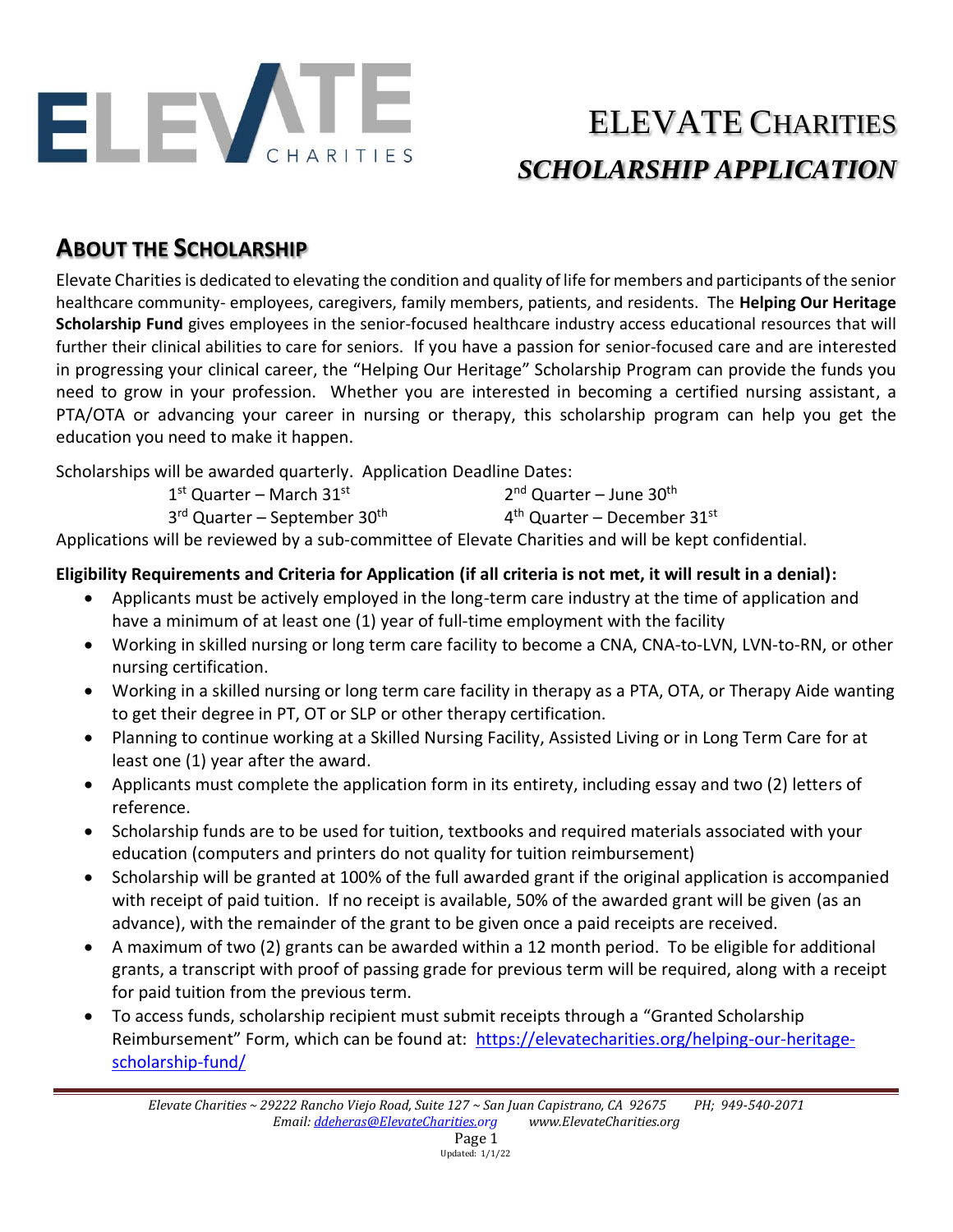# ELEVATE CHARITIES

## *SCHOLARSHIP APPLICATION*

## ABOUT THE SCHOLARSHIP

Elevate Charities is dedicated to elevating the condition and quality of life for members and participants of the senior healthcare community- employees, caregivers, family members, patients, and residents. The **Helping Our Heritage Scholarship Fund** gives employees in the senior-focused healthcare industry access educational resources that will further their clinical abilities to care for seniors. If you have a passion for senior-focused care and are interested in progressing your clinical career, the "Helping Our Heritage" Scholarship Program can provide the funds you need to grow in your profession. Whether you are interested in becoming a certified nursing assistant, a PTA/OTA or advancing your career in nursing or therapy, this scholarship program can help you get the education you need to make it happen.

Scholarships will be awarded quarterly. Application Deadline Dates:

1st Quarter – March 31st
2nd Quarter – June 30th
3rd Quarter – September 30th
4th Quarter – December 31st

Applications will be reviewed by a sub-committee of Elevate Charities and will be kept confidential.

**Eligibility Requirements and Criteria for Application (if all criteria is not met, it will result in a denial):**

- Applicants must be actively employed in the long-term care industry at the time of application and have a minimum of at least one (1) year of full-time employment with the facility
- Working in skilled nursing or long term care facility to become a CNA, CNA-to-LVN, LVN-to-RN, or other nursing certification.
- Working in a skilled nursing or long term care facility in therapy as a PTA, OTA, or Therapy Aide wanting to get their degree in PT, OT or SLP or other therapy certification.
- Planning to continue working at a Skilled Nursing Facility, Assisted Living or in Long Term Care for at least one (1) year after the award.
- Applicants must complete the application form in its entirety, including essay and two (2) letters of reference.
- Scholarship funds are to be used for tuition, textbooks and required materials associated with your education (computers and printers do not quality for tuition reimbursement)
- Scholarship will be granted at 100% of the full awarded grant if the original application is accompanied with receipt of paid tuition. If no receipt is available, 50% of the awarded grant will be given (as an advance), with the remainder of the grant to be given once a paid receipts are received.
- A maximum of two (2) grants can be awarded within a 12 month period. To be eligible for additional grants, a transcript with proof of passing grade for previous term will be required, along with a receipt for paid tuition from the previous term.
- To access funds, scholarship recipient must submit receipts through a "Granted Scholarship Reimbursement" Form, which can be found at: [https://elevatecharities.org/helping-our-heritage-scholarship-fund/](https://elevatecharities.org/helping-our-heritage-scholarship-fund/)

*Elevate Charities ~ 29222 Rancho Viejo Road, Suite 127 ~ San Juan Capistrano, CA 92675 PH; 949-540-2071*
*Email: ddeheras@ElevateCharities.org www.ElevateCharities.org*

Updated: 1/1/22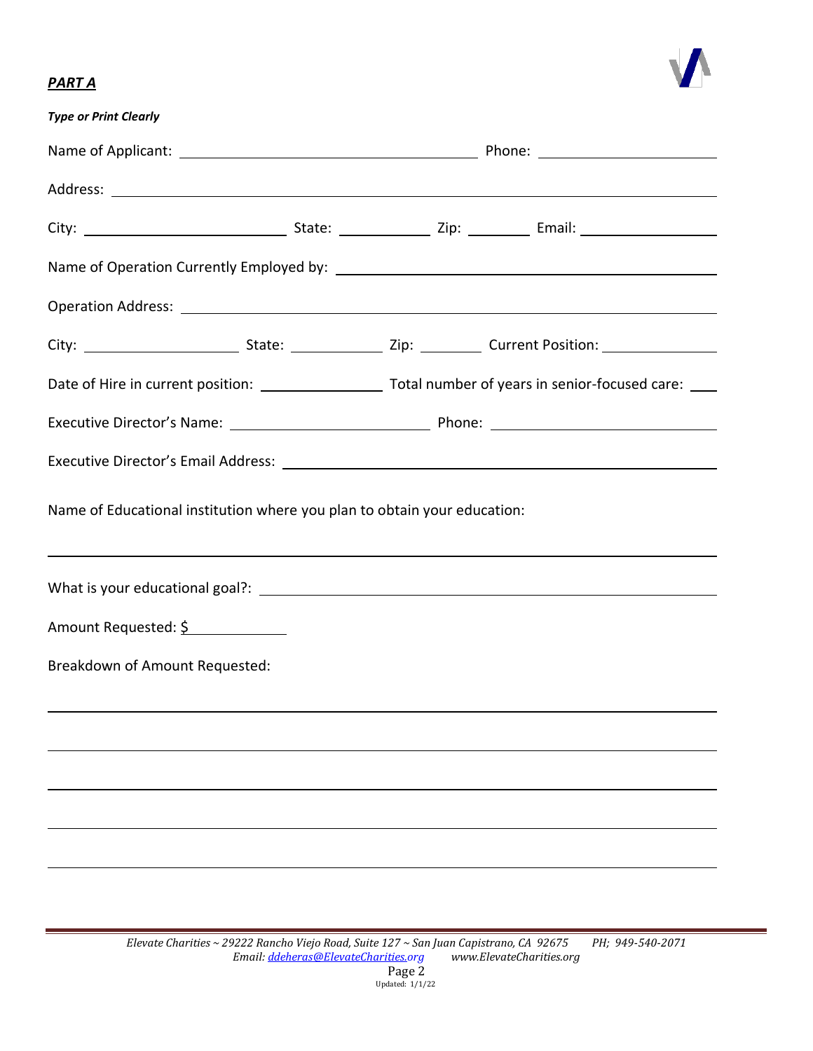***PART A***

***Type or Print Clearly***

Name of Applicant: ______________________________ Phone: ____________________

Address: ____________________________________________________________

City: ____________________ State: __________ Zip: ________ Email: ________________

Name of Operation Currently Employed by: ________________________________________

Operation Address: _______________________________________________________

City: ________________ State: __________ Zip: ________ Current Position: ______________

Date of Hire in current position: ______________ Total number of years in senior-focused care: ____

Executive Director's Name: ______________________ Phone: ________________________

Executive Director's Email Address: _______________________________________________

Name of Educational institution where you plan to obtain your education:

____________________________________________________________________________

What is your educational goal?: ____________________________________________________

Amount Requested: $ ____________

Breakdown of Amount Requested:

____________________________________________________________________________

____________________________________________________________________________

____________________________________________________________________________

____________________________________________________________________________

____________________________________________________________________________

*Elevate Charities ~ 29222 Rancho Viejo Road, Suite 127 ~ San Juan Capistrano, CA 92675 PH; 949-540-2071*
*Email: ddeheras@ElevateCharities.org www.ElevateCharities.org*

Updated: 1/1/22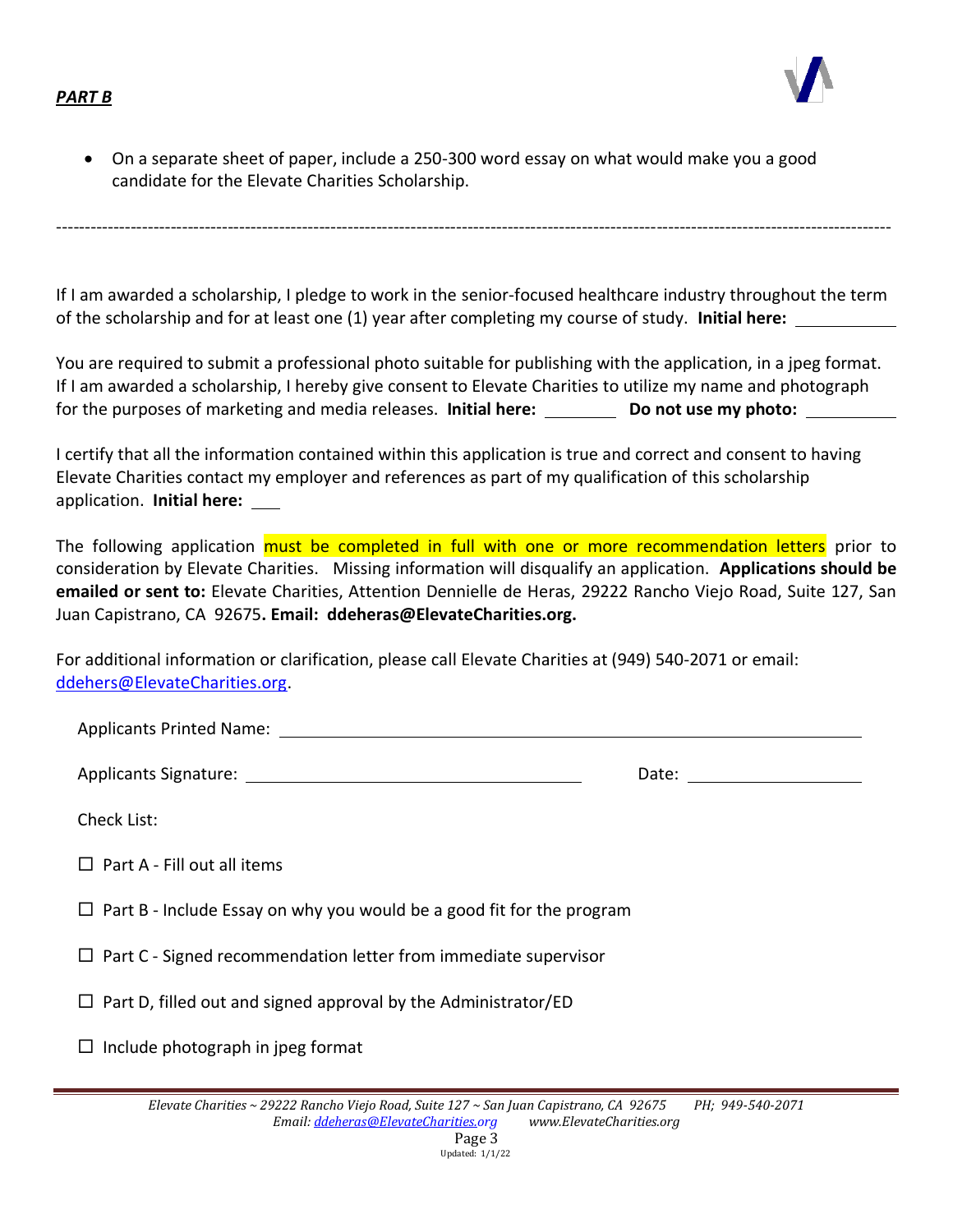***PART B***

- On a separate sheet of paper, include a 250-300 word essay on what would make you a good candidate for the Elevate Charities Scholarship.

---

If I am awarded a scholarship, I pledge to work in the senior-focused healthcare industry throughout the term of the scholarship and for at least one (1) year after completing my course of study. **Initial here:** ___________

You are required to submit a professional photo suitable for publishing with the application, in a jpeg format. If I am awarded a scholarship, I hereby give consent to Elevate Charities to utilize my name and photograph for the purposes of marketing and media releases. **Initial here:** ________ **Do not use my photo:** __________

I certify that all the information contained within this application is true and correct and consent to having Elevate Charities contact my employer and references as part of my qualification of this scholarship application. **Initial here:** ___

The following application must be completed in full with one or more recommendation letters prior to consideration by Elevate Charities. Missing information will disqualify an application. **Applications should be emailed or sent to:** Elevate Charities, Attention Dennielle de Heras, 29222 Rancho Viejo Road, Suite 127, San Juan Capistrano, CA 92675**. Email: ddeheras@ElevateCharities.org.**

For additional information or clarification, please call Elevate Charities at (949) 540-2071 or email: ddehers@ElevateCharities.org.

Applicants Printed Name: ____________________________________________

Applicants Signature: ______________________________ Date: _______________

Check List:

☐ Part A - Fill out all items

☐ Part B - Include Essay on why you would be a good fit for the program

☐ Part C - Signed recommendation letter from immediate supervisor

☐ Part D, filled out and signed approval by the Administrator/ED

☐ Include photograph in jpeg format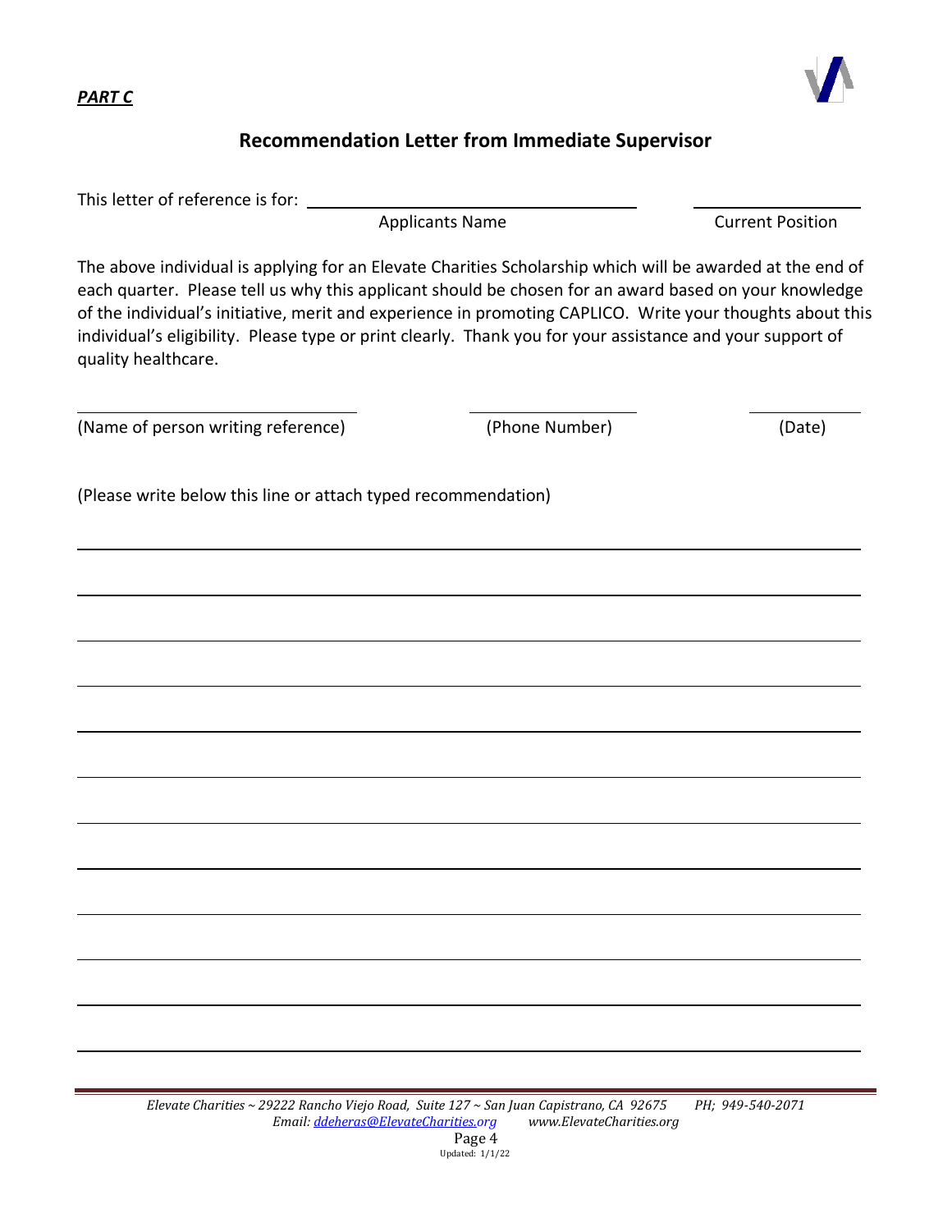***PART C***

## Recommendation Letter from Immediate Supervisor

This letter of reference is for: ______________________________ ______________

Applicants Name — Current Position

The above individual is applying for an Elevate Charities Scholarship which will be awarded at the end of each quarter. Please tell us why this applicant should be chosen for an award based on your knowledge of the individual's initiative, merit and experience in promoting CAPLICO. Write your thoughts about this individual's eligibility. Please type or print clearly. Thank you for your assistance and your support of quality healthcare.

______________________ ______________ __________

(Name of person writing reference) (Phone Number) (Date)

(Please write below this line or attach typed recommendation)

_______________________________________________________________

_______________________________________________________________

_______________________________________________________________

_______________________________________________________________

_______________________________________________________________

_______________________________________________________________

_______________________________________________________________

_______________________________________________________________

_______________________________________________________________

_______________________________________________________________

_______________________________________________________________

_______________________________________________________________

*Elevate Charities ~ 29222 Rancho Viejo Road, Suite 127 ~ San Juan Capistrano, CA 92675 PH; 949-540-2071*
*Email: ddeheras@ElevateCharities.org www.ElevateCharities.org*

Updated: 1/1/22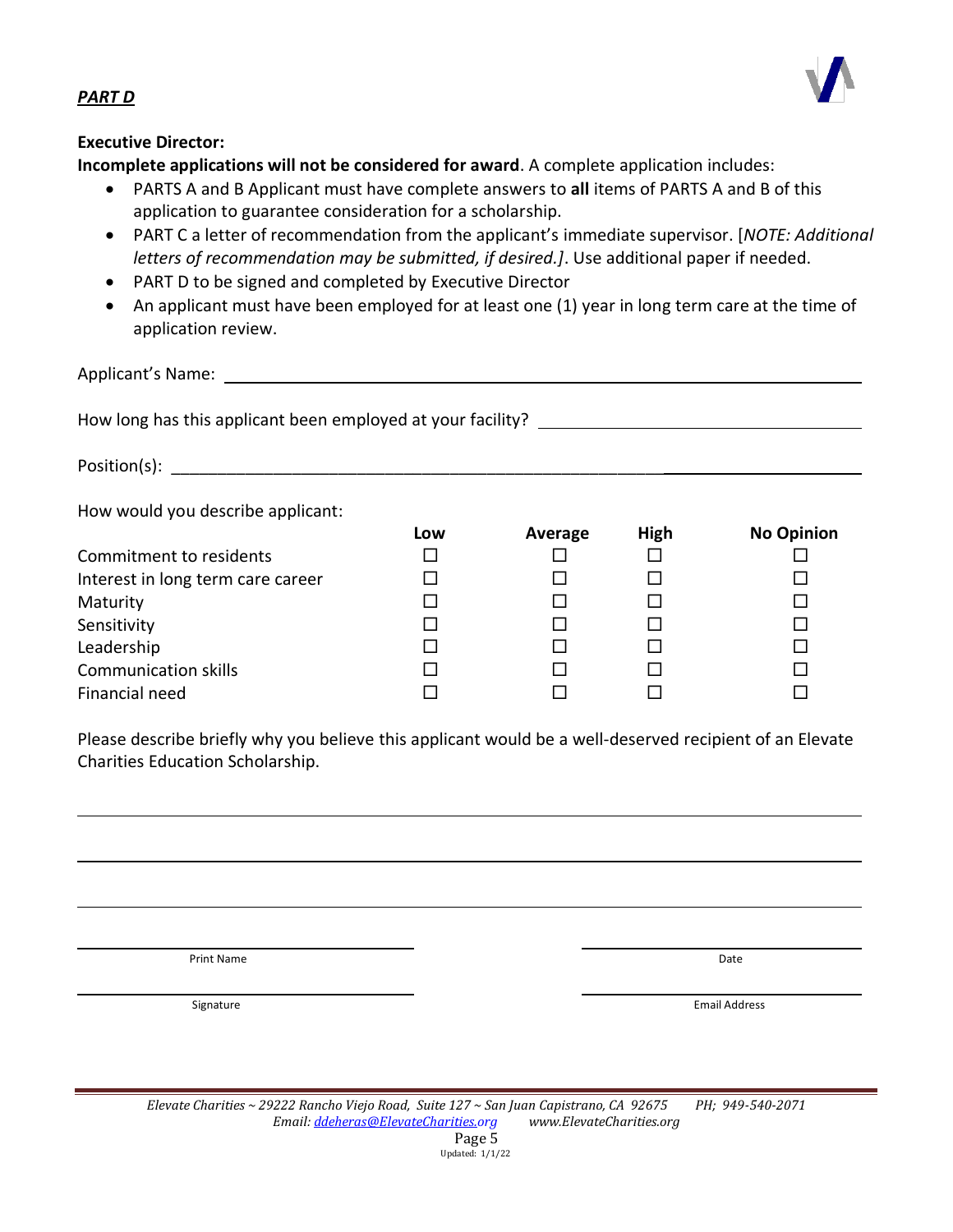***PART D***

**Executive Director:**

**Incomplete applications will not be considered for award**. A complete application includes:

- PARTS A and B Applicant must have complete answers to **all** items of PARTS A and B of this application to guarantee consideration for a scholarship.
- PART C a letter of recommendation from the applicant's immediate supervisor. [*NOTE: Additional letters of recommendation may be submitted, if desired.]*. Use additional paper if needed.
- PART D to be signed and completed by Executive Director
- An applicant must have been employed for at least one (1) year in long term care at the time of application review.

Applicant's Name: ______________________________________________

How long has this applicant been employed at your facility? ______________________

Position(s): ______________________________________________

How would you describe applicant:

| | Low | Average | High | No Opinion |
|---|---|---|---|---|
| Commitment to residents | ☐ | ☐ | ☐ | ☐ |
| Interest in long term care career | ☐ | ☐ | ☐ | ☐ |
| Maturity | ☐ | ☐ | ☐ | ☐ |
| Sensitivity | ☐ | ☐ | ☐ | ☐ |
| Leadership | ☐ | ☐ | ☐ | ☐ |
| Communication skills | ☐ | ☐ | ☐ | ☐ |
| Financial need | ☐ | ☐ | ☐ | ☐ |

Please describe briefly why you believe this applicant would be a well-deserved recipient of an Elevate Charities Education Scholarship.

______________________________________________

______________________________________________

______________________________________________

______________________________ ______________________________
Print Name Date

______________________________ ______________________________
Signature Email Address

*Elevate Charities ~ 29222 Rancho Viejo Road, Suite 127 ~ San Juan Capistrano, CA 92675 PH; 949-540-2071*
*Email: ddeheras@ElevateCharities.org www.ElevateCharities.org*

Updated: 1/1/22